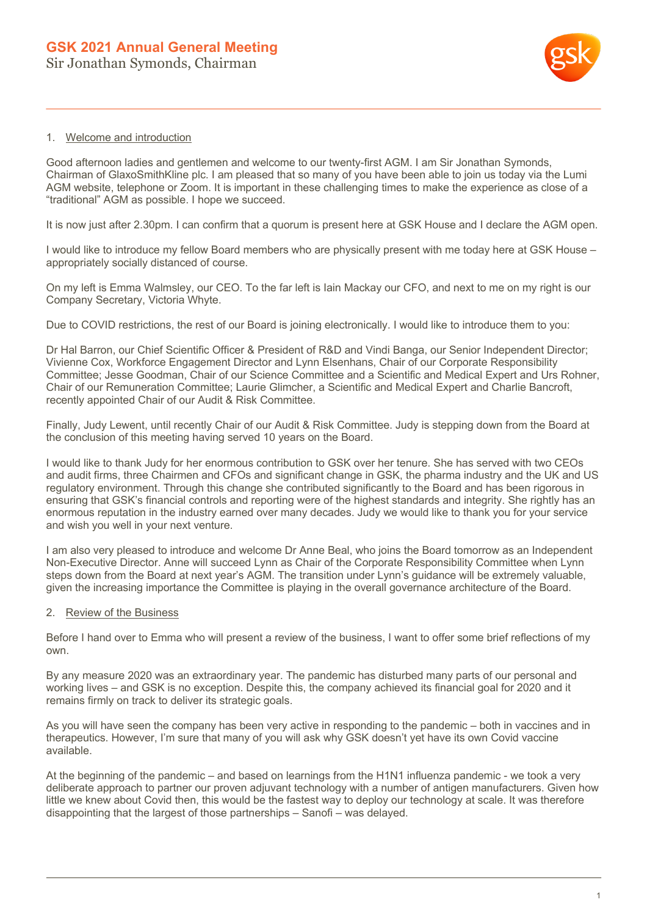# GSK 2021 Annual General Meeting

Sir Jonathan Symonds, Chairman

## 1. Welcome and introduction

Good afternoon ladies and gentlemen and welcome to our twenty-first AGM. I am Sir Jonathan Symonds, Chairman of GlaxoSmithKline plc. I am pleased that so many of you have been able to join us today via the Lumi AGM website, telephone or Zoom. It is important in these challenging times to make the experience as close of a "traditional" AGM as possible. I hope we succeed.

It is now just after 2.30pm. I can confirm that a quorum is present here at GSK House and I declare the AGM open.

I would like to introduce my fellow Board members who are physically present with me today here at GSK House – appropriately socially distanced of course.

On my left is Emma Walmsley, our CEO. To the far left is Iain Mackay our CFO, and next to me on my right is our Company Secretary, Victoria Whyte.

Due to COVID restrictions, the rest of our Board is joining electronically. I would like to introduce them to you:

Dr Hal Barron, our Chief Scientific Officer & President of R&D and Vindi Banga, our Senior Independent Director; Vivienne Cox, Workforce Engagement Director and Lynn Elsenhans, Chair of our Corporate Responsibility Committee; Jesse Goodman, Chair of our Science Committee and a Scientific and Medical Expert and Urs Rohner, Chair of our Remuneration Committee; Laurie Glimcher, a Scientific and Medical Expert and Charlie Bancroft, recently appointed Chair of our Audit & Risk Committee.

Finally, Judy Lewent, until recently Chair of our Audit & Risk Committee. Judy is stepping down from the Board at the conclusion of this meeting having served 10 years on the Board.

I would like to thank Judy for her enormous contribution to GSK over her tenure. She has served with two CEOs and audit firms, three Chairmen and CFOs and significant change in GSK, the pharma industry and the UK and US regulatory environment. Through this change she contributed significantly to the Board and has been rigorous in ensuring that GSK's financial controls and reporting were of the highest standards and integrity. She rightly has an enormous reputation in the industry earned over many decades. Judy we would like to thank you for your service and wish you well in your next venture.

I am also very pleased to introduce and welcome Dr Anne Beal, who joins the Board tomorrow as an Independent Non-Executive Director. Anne will succeed Lynn as Chair of the Corporate Responsibility Committee when Lynn steps down from the Board at next year's AGM. The transition under Lynn's guidance will be extremely valuable, given the increasing importance the Committee is playing in the overall governance architecture of the Board.

## 2. Review of the Business

Before I hand over to Emma who will present a review of the business, I want to offer some brief reflections of my own.

By any measure 2020 was an extraordinary year. The pandemic has disturbed many parts of our personal and working lives – and GSK is no exception. Despite this, the company achieved its financial goal for 2020 and it remains firmly on track to deliver its strategic goals.

As you will have seen the company has been very active in responding to the pandemic – both in vaccines and in therapeutics. However, I'm sure that many of you will ask why GSK doesn't yet have its own Covid vaccine available.

At the beginning of the pandemic – and based on learnings from the H1N1 influenza pandemic - we took a very deliberate approach to partner our proven adjuvant technology with a number of antigen manufacturers. Given how little we knew about Covid then, this would be the fastest way to deploy our technology at scale. It was therefore disappointing that the largest of those partnerships – Sanofi – was delayed.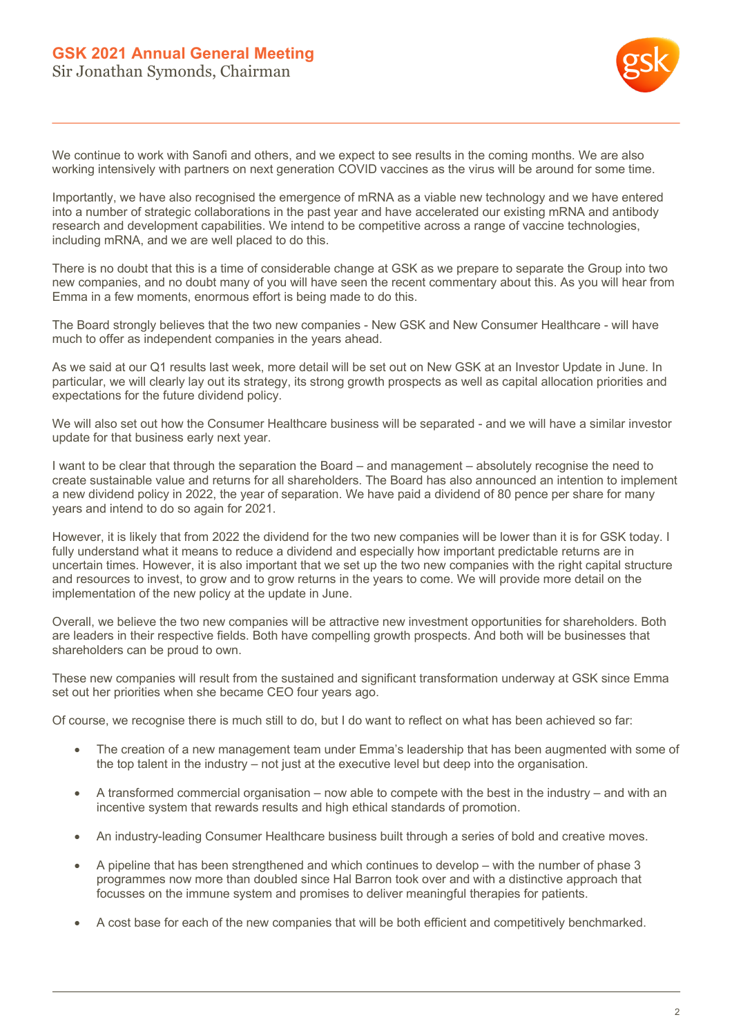We continue to work with Sanofi and others, and we expect to see results in the coming months. We are also working intensively with partners on next generation COVID vaccines as the virus will be around for some time.

Importantly, we have also recognised the emergence of mRNA as a viable new technology and we have entered into a number of strategic collaborations in the past year and have accelerated our existing mRNA and antibody research and development capabilities. We intend to be competitive across a range of vaccine technologies, including mRNA, and we are well placed to do this.

There is no doubt that this is a time of considerable change at GSK as we prepare to separate the Group into two new companies, and no doubt many of you will have seen the recent commentary about this. As you will hear from Emma in a few moments, enormous effort is being made to do this.

The Board strongly believes that the two new companies - New GSK and New Consumer Healthcare - will have much to offer as independent companies in the years ahead.

As we said at our Q1 results last week, more detail will be set out on New GSK at an Investor Update in June. In particular, we will clearly lay out its strategy, its strong growth prospects as well as capital allocation priorities and expectations for the future dividend policy.

We will also set out how the Consumer Healthcare business will be separated - and we will have a similar investor update for that business early next year.

I want to be clear that through the separation the Board – and management – absolutely recognise the need to create sustainable value and returns for all shareholders. The Board has also announced an intention to implement a new dividend policy in 2022, the year of separation. We have paid a dividend of 80 pence per share for many years and intend to do so again for 2021.

However, it is likely that from 2022 the dividend for the two new companies will be lower than it is for GSK today. I fully understand what it means to reduce a dividend and especially how important predictable returns are in uncertain times. However, it is also important that we set up the two new companies with the right capital structure and resources to invest, to grow and to grow returns in the years to come. We will provide more detail on the implementation of the new policy at the update in June.

Overall, we believe the two new companies will be attractive new investment opportunities for shareholders. Both are leaders in their respective fields. Both have compelling growth prospects. And both will be businesses that shareholders can be proud to own.

These new companies will result from the sustained and significant transformation underway at GSK since Emma set out her priorities when she became CEO four years ago.

Of course, we recognise there is much still to do, but I do want to reflect on what has been achieved so far:

- The creation of a new management team under Emma's leadership that has been augmented with some of the top talent in the industry – not just at the executive level but deep into the organisation.
- A transformed commercial organisation – now able to compete with the best in the industry – and with an incentive system that rewards results and high ethical standards of promotion.
- An industry-leading Consumer Healthcare business built through a series of bold and creative moves.
- A pipeline that has been strengthened and which continues to develop – with the number of phase 3 programmes now more than doubled since Hal Barron took over and with a distinctive approach that focusses on the immune system and promises to deliver meaningful therapies for patients.
- A cost base for each of the new companies that will be both efficient and competitively benchmarked.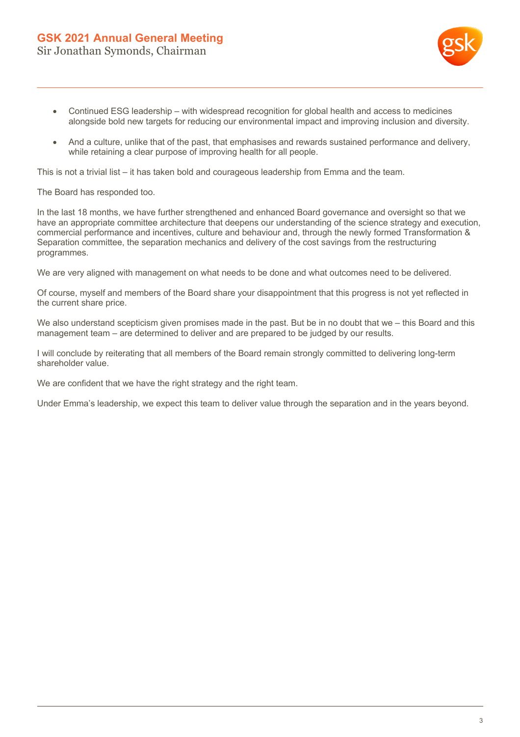- Continued ESG leadership – with widespread recognition for global health and access to medicines alongside bold new targets for reducing our environmental impact and improving inclusion and diversity.

- And a culture, unlike that of the past, that emphasises and rewards sustained performance and delivery, while retaining a clear purpose of improving health for all people.

This is not a trivial list – it has taken bold and courageous leadership from Emma and the team.

The Board has responded too.

In the last 18 months, we have further strengthened and enhanced Board governance and oversight so that we have an appropriate committee architecture that deepens our understanding of the science strategy and execution, commercial performance and incentives, culture and behaviour and, through the newly formed Transformation & Separation committee, the separation mechanics and delivery of the cost savings from the restructuring programmes.

We are very aligned with management on what needs to be done and what outcomes need to be delivered.

Of course, myself and members of the Board share your disappointment that this progress is not yet reflected in the current share price.

We also understand scepticism given promises made in the past. But be in no doubt that we – this Board and this management team – are determined to deliver and are prepared to be judged by our results.

I will conclude by reiterating that all members of the Board remain strongly committed to delivering long-term shareholder value.

We are confident that we have the right strategy and the right team.

Under Emma's leadership, we expect this team to deliver value through the separation and in the years beyond.